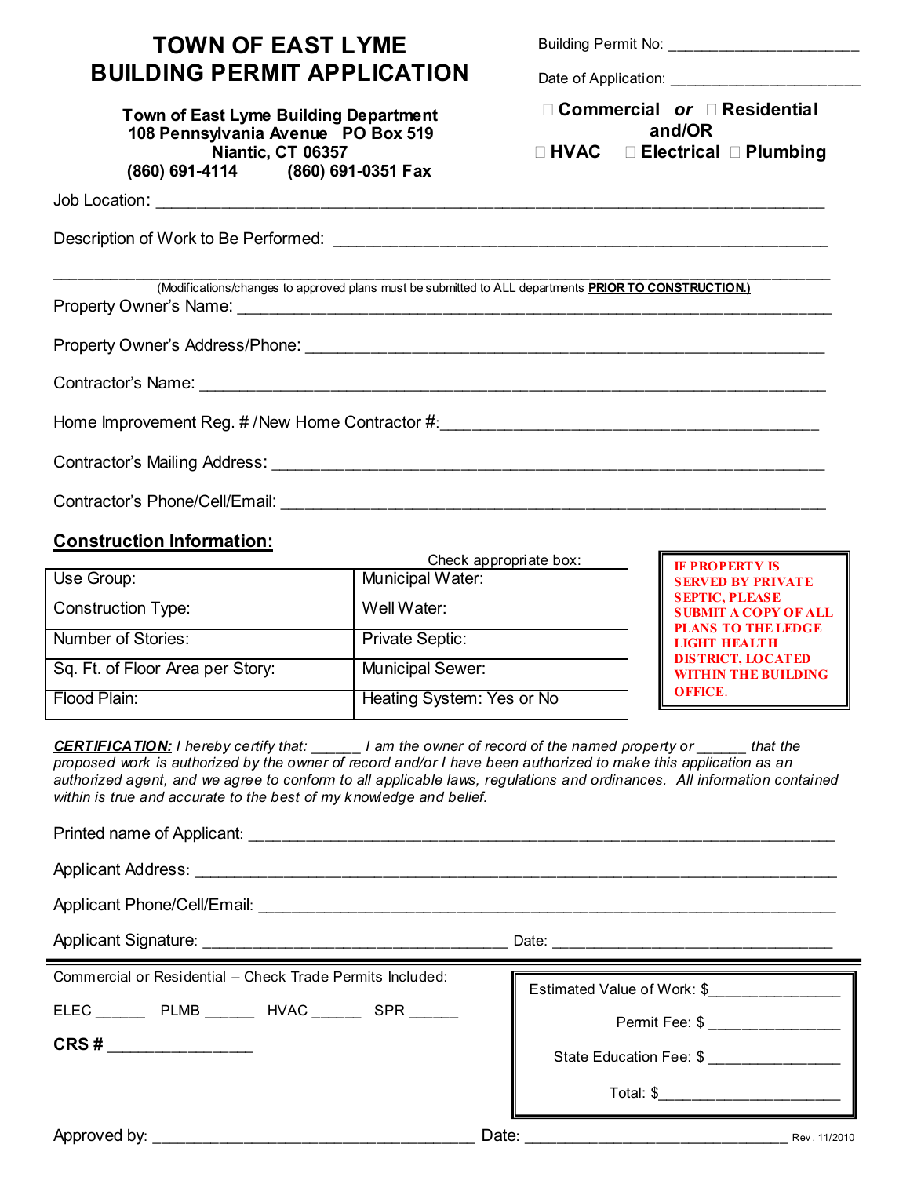# TOWN OF EAST LYME
# BUILDING PERMIT APPLICATION

**Town of East Lyme Building Department**
**108 Pennsylvania Avenue PO Box 519**
**Niantic, CT 06357**
**(860) 691-4114 (860) 691-0351 Fax**

Building Permit No: ______________________

Date of Application: ______________________

☐ **Commercial** *or* ☐ **Residential**
**and/OR**
☐ **HVAC** ☐ **Electrical** ☐ **Plumbing**

Job Location: ______________________________________________________________________________

Description of Work to Be Performed: ________________________________________________________

______________________________________________________________________________________________

(Modifications/changes to approved plans must be submitted to ALL departments **PRIOR TO CONSTRUCTION.)**

Property Owner's Name: ______________________________________________________________________

Property Owner's Address/Phone: _____________________________________________________________

Contractor's Name: __________________________________________________________________________

Home Improvement Reg. # /New Home Contractor #:___________________________________________

Contractor's Mailing Address: _______________________________________________________________

Contractor's Phone/Cell/Email: ______________________________________________________________

## Construction Information:

| | Check appropriate box: | |
|---|---|---|
| Use Group: | Municipal Water: | |
| Construction Type: | Well Water: | |
| Number of Stories: | Private Septic: | |
| Sq. Ft. of Floor Area per Story: | Municipal Sewer: | |
| Flood Plain: | Heating System: Yes or No | |

**IF PROPERTY IS SERVED BY PRIVATE SEPTIC, PLEASE SUBMIT A COPY OF ALL PLANS TO THE LEDGE LIGHT HEALTH DISTRICT, LOCATED WITHIN THE BUILDING OFFICE.**

***CERTIFICATION:*** *I hereby certify that: ______ I am the owner of record of the named property or ______ that the proposed work is authorized by the owner of record and/or I have been authorized to make this application as an authorized agent, and we agree to conform to all applicable laws, regulations and ordinances. All information contained within is true and accurate to the best of my knowledge and belief.*

Printed name of Applicant: __________________________________________________________________

Applicant Address: __________________________________________________________________________

Applicant Phone/Cell/Email: _________________________________________________________________

Applicant Signature: ___________________________________ Date: ___________________________________

Commercial or Residential – Check Trade Permits Included:

ELEC ______ PLMB ______ HVAC ______ SPR ______

**CRS #** _________________

Estimated Value of Work: $_______________

Permit Fee: $ _______________

State Education Fee: $ _______________

Total: $_____________________

Approved by: ______________________________________ Date: ________________________________ Rev. 11/2010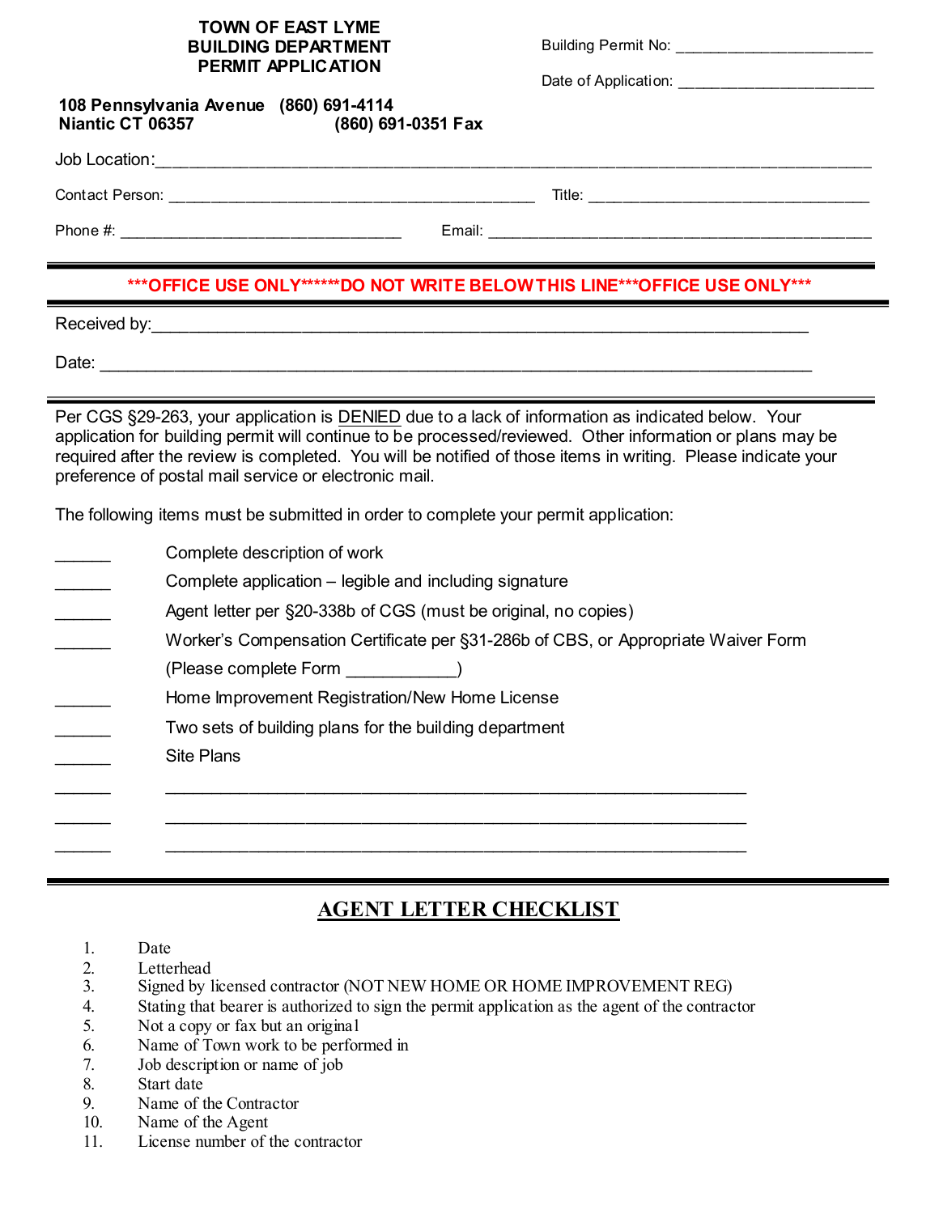**TOWN OF EAST LYME**
**BUILDING DEPARTMENT**
**PERMIT APPLICATION**

Building Permit No: ______________________

Date of Application: ______________________

**108 Pennsylvania Avenue (860) 691-4114**
**Niantic CT 06357 (860) 691-0351 Fax**

Job Location:______________________________________________________________________________

Contact Person: ________________________________________ Title: ________________________________

Phone #: ______________________________ Email: ____________________________________________

---

***OFFICE USE ONLY******DO NOT WRITE BELOW THIS LINE***OFFICE USE ONLY***

---

Received by:_______________________________________________________________________

Date: ____________________________________________________________________________

---

Per CGS §29-263, your application is DENIED due to a lack of information as indicated below. Your application for building permit will continue to be processed/reviewed. Other information or plans may be required after the review is completed. You will be notified of those items in writing. Please indicate your preference of postal mail service or electronic mail.

The following items must be submitted in order to complete your permit application:

______ Complete description of work

______ Complete application – legible and including signature

______ Agent letter per §20-338b of CGS (must be original, no copies)

______ Worker's Compensation Certificate per §31-286b of CBS, or Appropriate Waiver Form (Please complete Form ___________)

______ Home Improvement Registration/New Home License

______ Two sets of building plans for the building department

______ Site Plans

______ ____________________________________________________________

______ ____________________________________________________________

______ ____________________________________________________________

---

## AGENT LETTER CHECKLIST

1. Date
2. Letterhead
3. Signed by licensed contractor (NOT NEW HOME OR HOME IMPROVEMENT REG)
4. Stating that bearer is authorized to sign the permit application as the agent of the contractor
5. Not a copy or fax but an original
6. Name of Town work to be performed in
7. Job description or name of job
8. Start date
9. Name of the Contractor
10. Name of the Agent
11. License number of the contractor